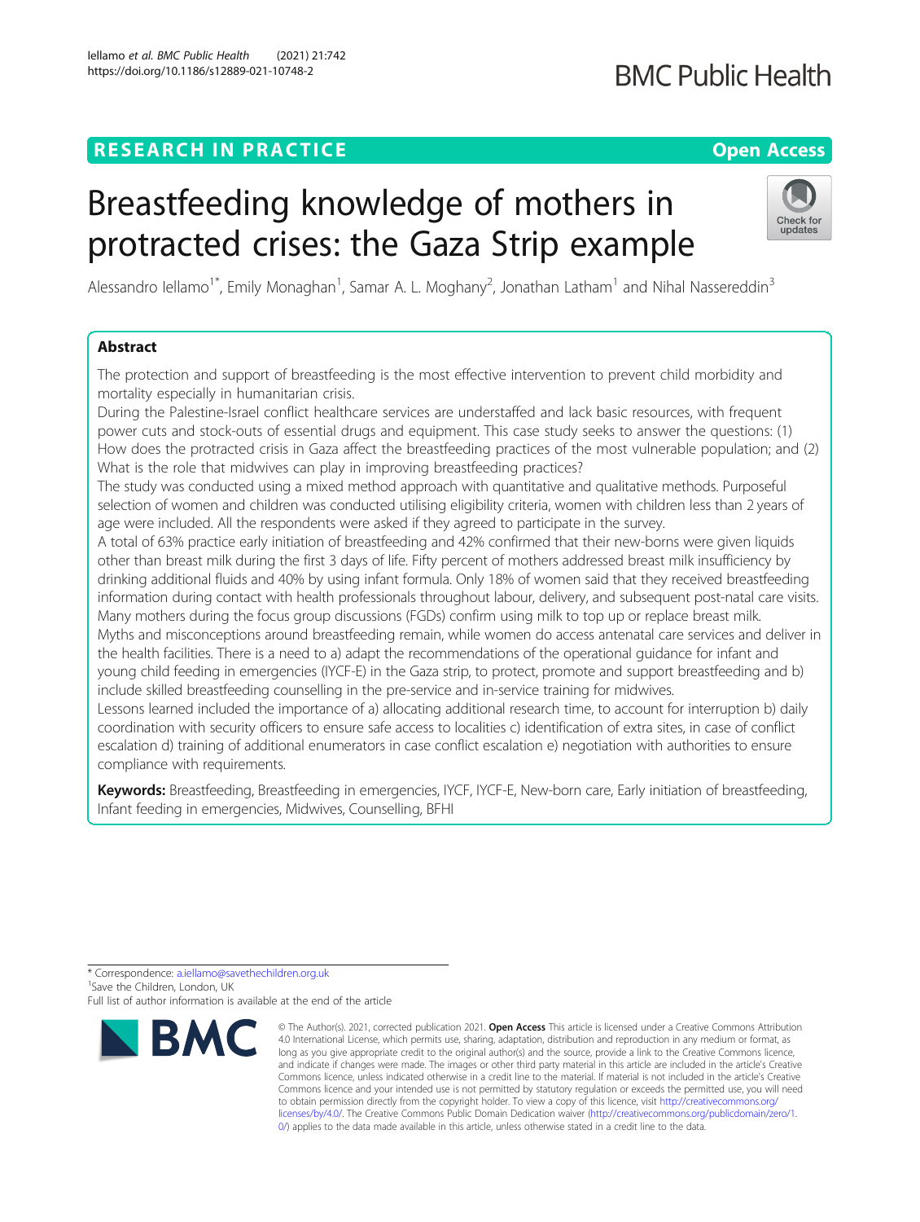RESEARCH IN PRACTICE

Open Access

# Breastfeeding knowledge of mothers in protracted crises: the Gaza Strip example

Alessandro Iellamo[1*], Emily Monaghan[1], Samar A. L. Moghany[2], Jonathan Latham[1] and Nihal Nassereddin[3]

## Abstract

The protection and support of breastfeeding is the most effective intervention to prevent child morbidity and mortality especially in humanitarian crisis.

During the Palestine-Israel conflict healthcare services are understaffed and lack basic resources, with frequent power cuts and stock-outs of essential drugs and equipment. This case study seeks to answer the questions: (1) How does the protracted crisis in Gaza affect the breastfeeding practices of the most vulnerable population; and (2) What is the role that midwives can play in improving breastfeeding practices?

The study was conducted using a mixed method approach with quantitative and qualitative methods. Purposeful selection of women and children was conducted utilising eligibility criteria, women with children less than 2 years of age were included. All the respondents were asked if they agreed to participate in the survey.

A total of 63% practice early initiation of breastfeeding and 42% confirmed that their new-borns were given liquids other than breast milk during the first 3 days of life. Fifty percent of mothers addressed breast milk insufficiency by drinking additional fluids and 40% by using infant formula. Only 18% of women said that they received breastfeeding information during contact with health professionals throughout labour, delivery, and subsequent post-natal care visits. Many mothers during the focus group discussions (FGDs) confirm using milk to top up or replace breast milk.

Myths and misconceptions around breastfeeding remain, while women do access antenatal care services and deliver in the health facilities. There is a need to a) adapt the recommendations of the operational guidance for infant and young child feeding in emergencies (IYCF-E) in the Gaza strip, to protect, promote and support breastfeeding and b) include skilled breastfeeding counselling in the pre-service and in-service training for midwives.

Lessons learned included the importance of a) allocating additional research time, to account for interruption b) daily coordination with security officers to ensure safe access to localities c) identification of extra sites, in case of conflict escalation d) training of additional enumerators in case conflict escalation e) negotiation with authorities to ensure compliance with requirements.

**Keywords:** Breastfeeding, Breastfeeding in emergencies, IYCF, IYCF-E, New-born care, Early initiation of breastfeeding, Infant feeding in emergencies, Midwives, Counselling, BFHI

\* Correspondence: a.iellamo@savethechildren.org.uk
[1]Save the Children, London, UK
Full list of author information is available at the end of the article

© The Author(s). 2021, corrected publication 2021. **Open Access** This article is licensed under a Creative Commons Attribution 4.0 International License, which permits use, sharing, adaptation, distribution and reproduction in any medium or format, as long as you give appropriate credit to the original author(s) and the source, provide a link to the Creative Commons licence, and indicate if changes were made. The images or other third party material in this article are included in the article's Creative Commons licence, unless indicated otherwise in a credit line to the material. If material is not included in the article's Creative Commons licence and your intended use is not permitted by statutory regulation or exceeds the permitted use, you will need to obtain permission directly from the copyright holder. To view a copy of this licence, visit http://creativecommons.org/licenses/by/4.0/. The Creative Commons Public Domain Dedication waiver (http://creativecommons.org/publicdomain/zero/1.0/) applies to the data made available in this article, unless otherwise stated in a credit line to the data.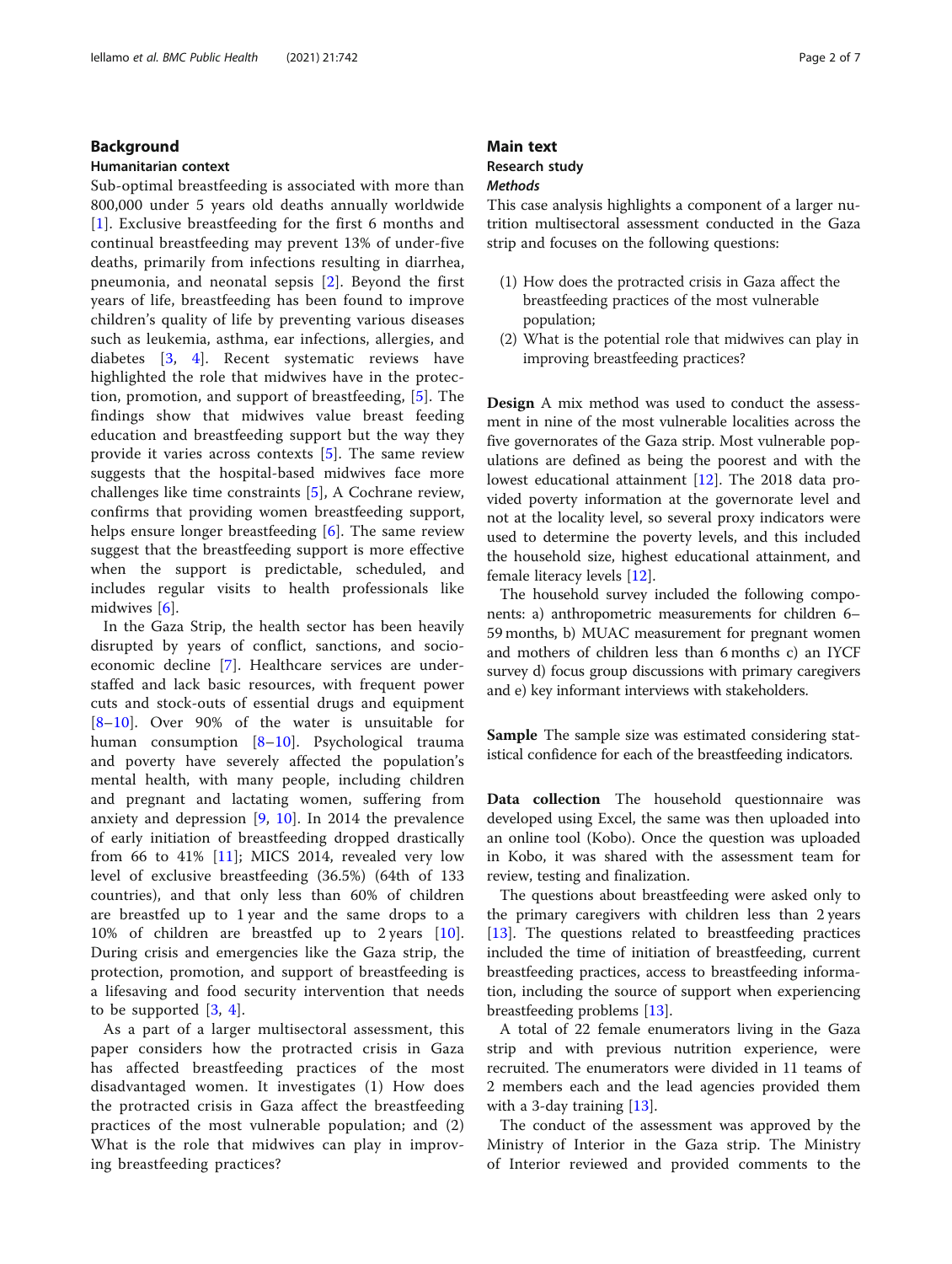## Background

### Humanitarian context

Sub-optimal breastfeeding is associated with more than 800,000 under 5 years old deaths annually worldwide [1]. Exclusive breastfeeding for the first 6 months and continual breastfeeding may prevent 13% of under-five deaths, primarily from infections resulting in diarrhea, pneumonia, and neonatal sepsis [2]. Beyond the first years of life, breastfeeding has been found to improve children's quality of life by preventing various diseases such as leukemia, asthma, ear infections, allergies, and diabetes [3, 4]. Recent systematic reviews have highlighted the role that midwives have in the protection, promotion, and support of breastfeeding, [5]. The findings show that midwives value breast feeding education and breastfeeding support but the way they provide it varies across contexts [5]. The same review suggests that the hospital-based midwives face more challenges like time constraints [5], A Cochrane review, confirms that providing women breastfeeding support, helps ensure longer breastfeeding [6]. The same review suggest that the breastfeeding support is more effective when the support is predictable, scheduled, and includes regular visits to health professionals like midwives [6].

In the Gaza Strip, the health sector has been heavily disrupted by years of conflict, sanctions, and socio-economic decline [7]. Healthcare services are understaffed and lack basic resources, with frequent power cuts and stock-outs of essential drugs and equipment [8–10]. Over 90% of the water is unsuitable for human consumption [8–10]. Psychological trauma and poverty have severely affected the population's mental health, with many people, including children and pregnant and lactating women, suffering from anxiety and depression [9, 10]. In 2014 the prevalence of early initiation of breastfeeding dropped drastically from 66 to 41% [11]; MICS 2014, revealed very low level of exclusive breastfeeding (36.5%) (64th of 133 countries), and that only less than 60% of children are breastfed up to 1 year and the same drops to a 10% of children are breastfed up to 2 years [10]. During crisis and emergencies like the Gaza strip, the protection, promotion, and support of breastfeeding is a lifesaving and food security intervention that needs to be supported [3, 4].

As a part of a larger multisectoral assessment, this paper considers how the protracted crisis in Gaza has affected breastfeeding practices of the most disadvantaged women. It investigates (1) How does the protracted crisis in Gaza affect the breastfeeding practices of the most vulnerable population; and (2) What is the role that midwives can play in improving breastfeeding practices?

## Main text

### Research study

#### *Methods*

This case analysis highlights a component of a larger nutrition multisectoral assessment conducted in the Gaza strip and focuses on the following questions:

(1) How does the protracted crisis in Gaza affect the breastfeeding practices of the most vulnerable population;
(2) What is the potential role that midwives can play in improving breastfeeding practices?

**Design** A mix method was used to conduct the assessment in nine of the most vulnerable localities across the five governorates of the Gaza strip. Most vulnerable populations are defined as being the poorest and with the lowest educational attainment [12]. The 2018 data provided poverty information at the governorate level and not at the locality level, so several proxy indicators were used to determine the poverty levels, and this included the household size, highest educational attainment, and female literacy levels [12].

The household survey included the following components: a) anthropometric measurements for children 6–59 months, b) MUAC measurement for pregnant women and mothers of children less than 6 months c) an IYCF survey d) focus group discussions with primary caregivers and e) key informant interviews with stakeholders.

**Sample** The sample size was estimated considering statistical confidence for each of the breastfeeding indicators.

**Data collection** The household questionnaire was developed using Excel, the same was then uploaded into an online tool (Kobo). Once the question was uploaded in Kobo, it was shared with the assessment team for review, testing and finalization.

The questions about breastfeeding were asked only to the primary caregivers with children less than 2 years [13]. The questions related to breastfeeding practices included the time of initiation of breastfeeding, current breastfeeding practices, access to breastfeeding information, including the source of support when experiencing breastfeeding problems [13].

A total of 22 female enumerators living in the Gaza strip and with previous nutrition experience, were recruited. The enumerators were divided in 11 teams of 2 members each and the lead agencies provided them with a 3-day training [13].

The conduct of the assessment was approved by the Ministry of Interior in the Gaza strip. The Ministry of Interior reviewed and provided comments to the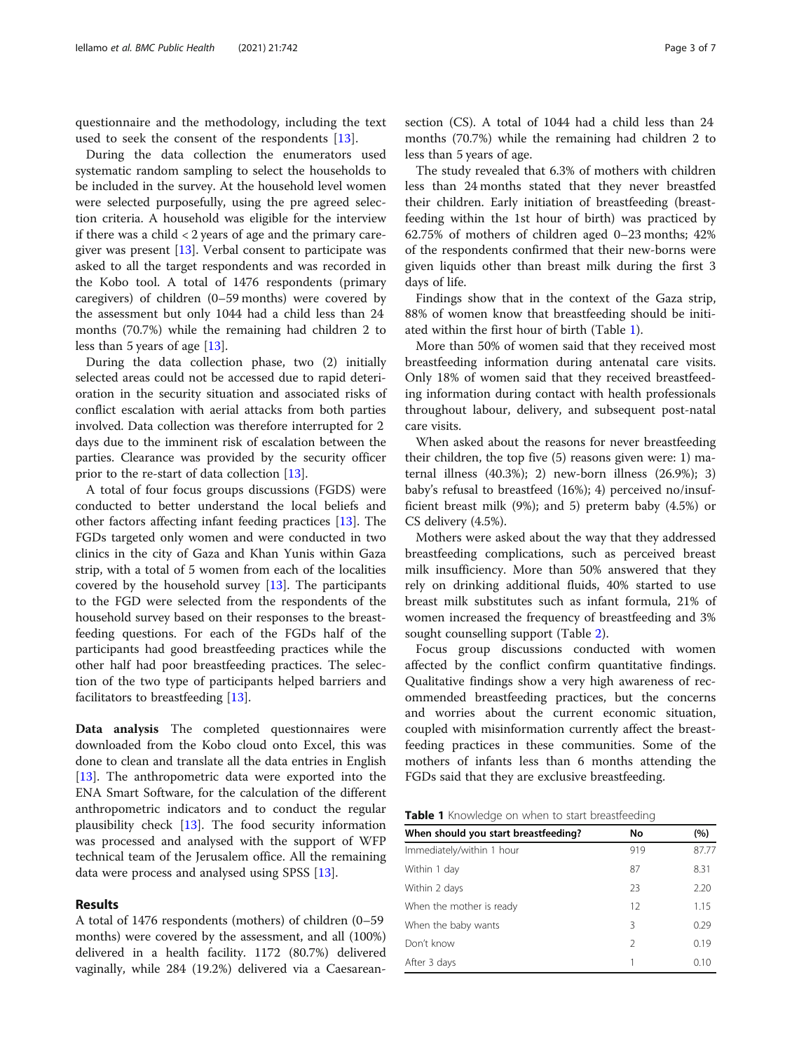questionnaire and the methodology, including the text used to seek the consent of the respondents [13].

During the data collection the enumerators used systematic random sampling to select the households to be included in the survey. At the household level women were selected purposefully, using the pre agreed selection criteria. A household was eligible for the interview if there was a child < 2 years of age and the primary caregiver was present [13]. Verbal consent to participate was asked to all the target respondents and was recorded in the Kobo tool. A total of 1476 respondents (primary caregivers) of children (0–59 months) were covered by the assessment but only 1044 had a child less than 24 months (70.7%) while the remaining had children 2 to less than 5 years of age [13].

During the data collection phase, two (2) initially selected areas could not be accessed due to rapid deterioration in the security situation and associated risks of conflict escalation with aerial attacks from both parties involved. Data collection was therefore interrupted for 2 days due to the imminent risk of escalation between the parties. Clearance was provided by the security officer prior to the re-start of data collection [13].

A total of four focus groups discussions (FGDS) were conducted to better understand the local beliefs and other factors affecting infant feeding practices [13]. The FGDs targeted only women and were conducted in two clinics in the city of Gaza and Khan Yunis within Gaza strip, with a total of 5 women from each of the localities covered by the household survey [13]. The participants to the FGD were selected from the respondents of the household survey based on their responses to the breastfeeding questions. For each of the FGDs half of the participants had good breastfeeding practices while the other half had poor breastfeeding practices. The selection of the two type of participants helped barriers and facilitators to breastfeeding [13].

**Data analysis** The completed questionnaires were downloaded from the Kobo cloud onto Excel, this was done to clean and translate all the data entries in English [13]. The anthropometric data were exported into the ENA Smart Software, for the calculation of the different anthropometric indicators and to conduct the regular plausibility check [13]. The food security information was processed and analysed with the support of WFP technical team of the Jerusalem office. All the remaining data were process and analysed using SPSS [13].

## Results

A total of 1476 respondents (mothers) of children (0–59 months) were covered by the assessment, and all (100%) delivered in a health facility. 1172 (80.7%) delivered vaginally, while 284 (19.2%) delivered via a Caesarean-section (CS). A total of 1044 had a child less than 24 months (70.7%) while the remaining had children 2 to less than 5 years of age.

The study revealed that 6.3% of mothers with children less than 24 months stated that they never breastfed their children. Early initiation of breastfeeding (breastfeeding within the 1st hour of birth) was practiced by 62.75% of mothers of children aged 0–23 months; 42% of the respondents confirmed that their new-borns were given liquids other than breast milk during the first 3 days of life.

Findings show that in the context of the Gaza strip, 88% of women know that breastfeeding should be initiated within the first hour of birth (Table 1).

More than 50% of women said that they received most breastfeeding information during antenatal care visits. Only 18% of women said that they received breastfeeding information during contact with health professionals throughout labour, delivery, and subsequent post-natal care visits.

When asked about the reasons for never breastfeeding their children, the top five (5) reasons given were: 1) maternal illness (40.3%); 2) new-born illness (26.9%); 3) baby's refusal to breastfeed (16%); 4) perceived no/insufficient breast milk (9%); and 5) preterm baby (4.5%) or CS delivery (4.5%).

Mothers were asked about the way that they addressed breastfeeding complications, such as perceived breast milk insufficiency. More than 50% answered that they rely on drinking additional fluids, 40% started to use breast milk substitutes such as infant formula, 21% of women increased the frequency of breastfeeding and 3% sought counselling support (Table 2).

Focus group discussions conducted with women affected by the conflict confirm quantitative findings. Qualitative findings show a very high awareness of recommended breastfeeding practices, but the concerns and worries about the current economic situation, coupled with misinformation currently affect the breastfeeding practices in these communities. Some of the mothers of infants less than 6 months attending the FGDs said that they are exclusive breastfeeding.

**Table 1** Knowledge on when to start breastfeeding

| When should you start breastfeeding? | No | (%) |
|---|---|---|
| Immediately/within 1 hour | 919 | 87.77 |
| Within 1 day | 87 | 8.31 |
| Within 2 days | 23 | 2.20 |
| When the mother is ready | 12 | 1.15 |
| When the baby wants | 3 | 0.29 |
| Don't know | 2 | 0.19 |
| After 3 days | 1 | 0.10 |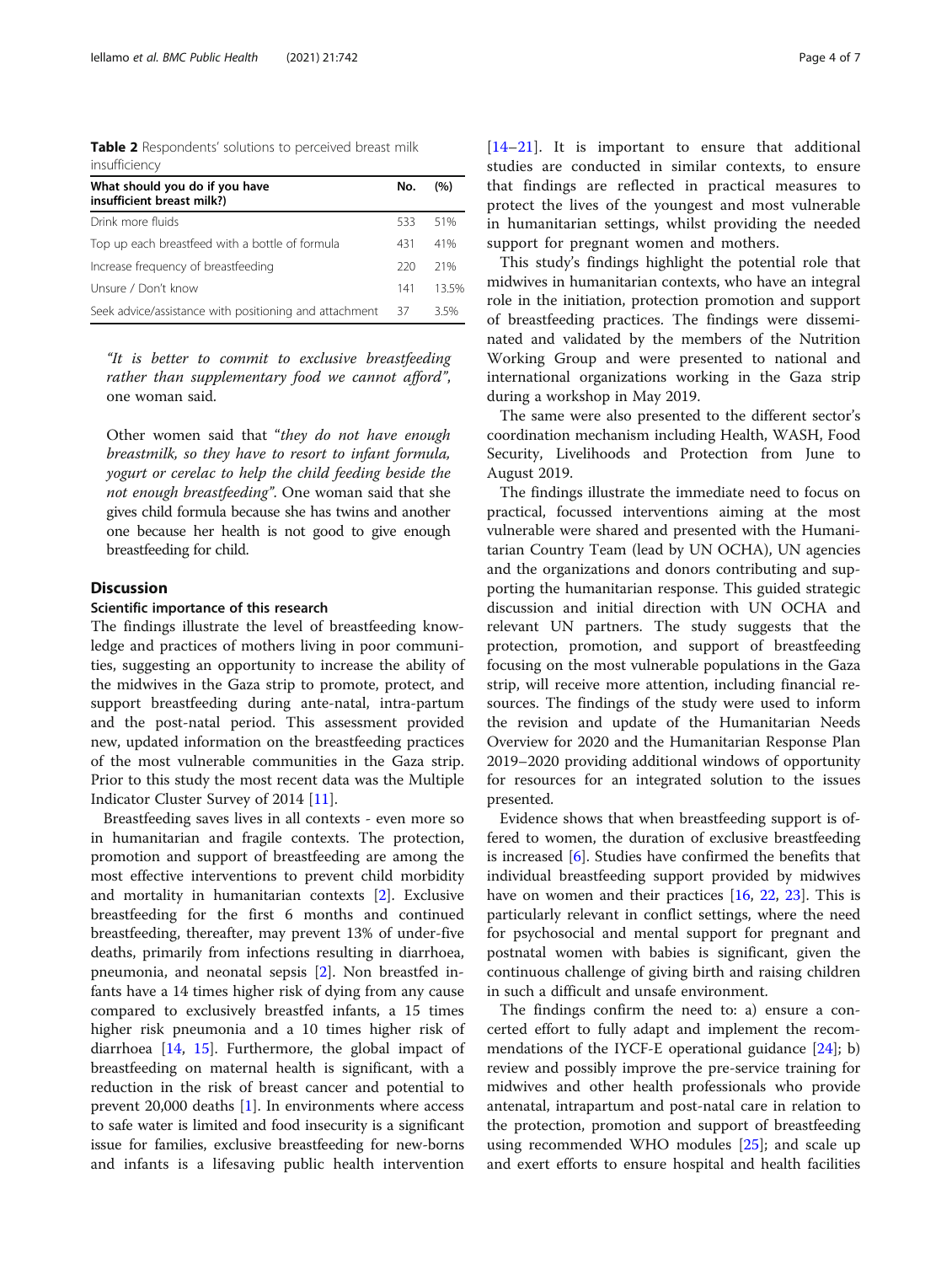**Table 2** Respondents' solutions to perceived breast milk insufficiency

| What should you do if you have insufficient breast milk?) | No. | (%) |
|---|---|---|
| Drink more fluids | 533 | 51% |
| Top up each breastfeed with a bottle of formula | 431 | 41% |
| Increase frequency of breastfeeding | 220 | 21% |
| Unsure / Don't know | 141 | 13.5% |
| Seek advice/assistance with positioning and attachment | 37 | 3.5% |

*"It is better to commit to exclusive breastfeeding rather than supplementary food we cannot afford"*, one woman said.

Other women said that "*they do not have enough breastmilk, so they have to resort to infant formula, yogurt or cerelac to help the child feeding beside the not enough breastfeeding*". One woman said that she gives child formula because she has twins and another one because her health is not good to give enough breastfeeding for child.

## Discussion

### Scientific importance of this research

The findings illustrate the level of breastfeeding knowledge and practices of mothers living in poor communities, suggesting an opportunity to increase the ability of the midwives in the Gaza strip to promote, protect, and support breastfeeding during ante-natal, intra-partum and the post-natal period. This assessment provided new, updated information on the breastfeeding practices of the most vulnerable communities in the Gaza strip. Prior to this study the most recent data was the Multiple Indicator Cluster Survey of 2014 [11].

Breastfeeding saves lives in all contexts - even more so in humanitarian and fragile contexts. The protection, promotion and support of breastfeeding are among the most effective interventions to prevent child morbidity and mortality in humanitarian contexts [2]. Exclusive breastfeeding for the first 6 months and continued breastfeeding, thereafter, may prevent 13% of under-five deaths, primarily from infections resulting in diarrhoea, pneumonia, and neonatal sepsis [2]. Non breastfed infants have a 14 times higher risk of dying from any cause compared to exclusively breastfed infants, a 15 times higher risk pneumonia and a 10 times higher risk of diarrhoea [14, 15]. Furthermore, the global impact of breastfeeding on maternal health is significant, with a reduction in the risk of breast cancer and potential to prevent 20,000 deaths [1]. In environments where access to safe water is limited and food insecurity is a significant issue for families, exclusive breastfeeding for new-borns and infants is a lifesaving public health intervention [14–21]. It is important to ensure that additional studies are conducted in similar contexts, to ensure that findings are reflected in practical measures to protect the lives of the youngest and most vulnerable in humanitarian settings, whilst providing the needed support for pregnant women and mothers.

This study's findings highlight the potential role that midwives in humanitarian contexts, who have an integral role in the initiation, protection promotion and support of breastfeeding practices. The findings were disseminated and validated by the members of the Nutrition Working Group and were presented to national and international organizations working in the Gaza strip during a workshop in May 2019.

The same were also presented to the different sector's coordination mechanism including Health, WASH, Food Security, Livelihoods and Protection from June to August 2019.

The findings illustrate the immediate need to focus on practical, focussed interventions aiming at the most vulnerable were shared and presented with the Humanitarian Country Team (lead by UN OCHA), UN agencies and the organizations and donors contributing and supporting the humanitarian response. This guided strategic discussion and initial direction with UN OCHA and relevant UN partners. The study suggests that the protection, promotion, and support of breastfeeding focusing on the most vulnerable populations in the Gaza strip, will receive more attention, including financial resources. The findings of the study were used to inform the revision and update of the Humanitarian Needs Overview for 2020 and the Humanitarian Response Plan 2019–2020 providing additional windows of opportunity for resources for an integrated solution to the issues presented.

Evidence shows that when breastfeeding support is offered to women, the duration of exclusive breastfeeding is increased [6]. Studies have confirmed the benefits that individual breastfeeding support provided by midwives have on women and their practices [16, 22, 23]. This is particularly relevant in conflict settings, where the need for psychosocial and mental support for pregnant and postnatal women with babies is significant, given the continuous challenge of giving birth and raising children in such a difficult and unsafe environment.

The findings confirm the need to: a) ensure a concerted effort to fully adapt and implement the recommendations of the IYCF-E operational guidance [24]; b) review and possibly improve the pre-service training for midwives and other health professionals who provide antenatal, intrapartum and post-natal care in relation to the protection, promotion and support of breastfeeding using recommended WHO modules [25]; and scale up and exert efforts to ensure hospital and health facilities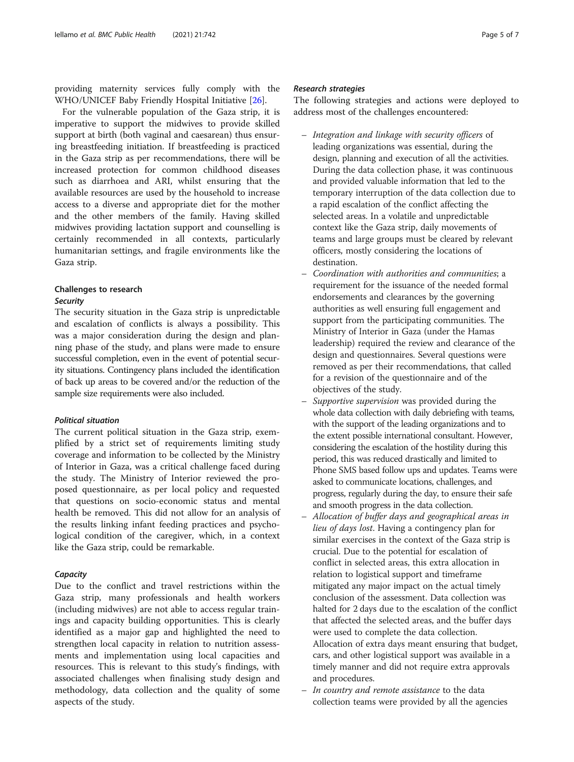providing maternity services fully comply with the WHO/UNICEF Baby Friendly Hospital Initiative [26].

For the vulnerable population of the Gaza strip, it is imperative to support the midwives to provide skilled support at birth (both vaginal and caesarean) thus ensuring breastfeeding initiation. If breastfeeding is practiced in the Gaza strip as per recommendations, there will be increased protection for common childhood diseases such as diarrhoea and ARI, whilst ensuring that the available resources are used by the household to increase access to a diverse and appropriate diet for the mother and the other members of the family. Having skilled midwives providing lactation support and counselling is certainly recommended in all contexts, particularly humanitarian settings, and fragile environments like the Gaza strip.

## Challenges to research

### Security

The security situation in the Gaza strip is unpredictable and escalation of conflicts is always a possibility. This was a major consideration during the design and planning phase of the study, and plans were made to ensure successful completion, even in the event of potential security situations. Contingency plans included the identification of back up areas to be covered and/or the reduction of the sample size requirements were also included.

### Political situation

The current political situation in the Gaza strip, exemplified by a strict set of requirements limiting study coverage and information to be collected by the Ministry of Interior in Gaza, was a critical challenge faced during the study. The Ministry of Interior reviewed the proposed questionnaire, as per local policy and requested that questions on socio-economic status and mental health be removed. This did not allow for an analysis of the results linking infant feeding practices and psychological condition of the caregiver, which, in a context like the Gaza strip, could be remarkable.

### Capacity

Due to the conflict and travel restrictions within the Gaza strip, many professionals and health workers (including midwives) are not able to access regular trainings and capacity building opportunities. This is clearly identified as a major gap and highlighted the need to strengthen local capacity in relation to nutrition assessments and implementation using local capacities and resources. This is relevant to this study's findings, with associated challenges when finalising study design and methodology, data collection and the quality of some aspects of the study.

### Research strategies

The following strategies and actions were deployed to address most of the challenges encountered:

- *Integration and linkage with security officers* of leading organizations was essential, during the design, planning and execution of all the activities. During the data collection phase, it was continuous and provided valuable information that led to the temporary interruption of the data collection due to a rapid escalation of the conflict affecting the selected areas. In a volatile and unpredictable context like the Gaza strip, daily movements of teams and large groups must be cleared by relevant officers, mostly considering the locations of destination.
- *Coordination with authorities and communities*; a requirement for the issuance of the needed formal endorsements and clearances by the governing authorities as well ensuring full engagement and support from the participating communities. The Ministry of Interior in Gaza (under the Hamas leadership) required the review and clearance of the design and questionnaires. Several questions were removed as per their recommendations, that called for a revision of the questionnaire and of the objectives of the study.
- *Supportive supervision* was provided during the whole data collection with daily debriefing with teams, with the support of the leading organizations and to the extent possible international consultant. However, considering the escalation of the hostility during this period, this was reduced drastically and limited to Phone SMS based follow ups and updates. Teams were asked to communicate locations, challenges, and progress, regularly during the day, to ensure their safe and smooth progress in the data collection.
- *Allocation of buffer days and geographical areas in lieu of days lost.* Having a contingency plan for similar exercises in the context of the Gaza strip is crucial. Due to the potential for escalation of conflict in selected areas, this extra allocation in relation to logistical support and timeframe mitigated any major impact on the actual timely conclusion of the assessment. Data collection was halted for 2 days due to the escalation of the conflict that affected the selected areas, and the buffer days were used to complete the data collection. Allocation of extra days meant ensuring that budget, cars, and other logistical support was available in a timely manner and did not require extra approvals and procedures.
- *In country and remote assistance* to the data collection teams were provided by all the agencies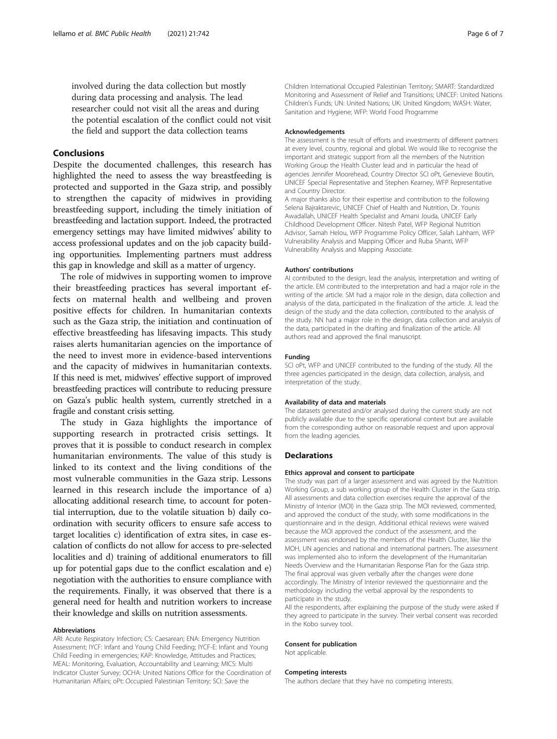involved during the data collection but mostly during data processing and analysis. The lead researcher could not visit all the areas and during the potential escalation of the conflict could not visit the field and support the data collection teams

## Conclusions

Despite the documented challenges, this research has highlighted the need to assess the way breastfeeding is protected and supported in the Gaza strip, and possibly to strengthen the capacity of midwives in providing breastfeeding support, including the timely initiation of breastfeeding and lactation support. Indeed, the protracted emergency settings may have limited midwives' ability to access professional updates and on the job capacity building opportunities. Implementing partners must address this gap in knowledge and skill as a matter of urgency.

The role of midwives in supporting women to improve their breastfeeding practices has several important effects on maternal health and wellbeing and proven positive effects for children. In humanitarian contexts such as the Gaza strip, the initiation and continuation of effective breastfeeding has lifesaving impacts. This study raises alerts humanitarian agencies on the importance of the need to invest more in evidence-based interventions and the capacity of midwives in humanitarian contexts. If this need is met, midwives' effective support of improved breastfeeding practices will contribute to reducing pressure on Gaza's public health system, currently stretched in a fragile and constant crisis setting.

The study in Gaza highlights the importance of supporting research in protracted crisis settings. It proves that it is possible to conduct research in complex humanitarian environments. The value of this study is linked to its context and the living conditions of the most vulnerable communities in the Gaza strip. Lessons learned in this research include the importance of a) allocating additional research time, to account for potential interruption, due to the volatile situation b) daily coordination with security officers to ensure safe access to target localities c) identification of extra sites, in case escalation of conflicts do not allow for access to pre-selected localities and d) training of additional enumerators to fill up for potential gaps due to the conflict escalation and e) negotiation with the authorities to ensure compliance with the requirements. Finally, it was observed that there is a general need for health and nutrition workers to increase their knowledge and skills on nutrition assessments.

#### Abbreviations

ARI: Acute Respiratory Infection; CS: Caesarean; ENA: Emergency Nutrition Assessment; IYCF: Infant and Young Child Feeding; IYCF-E: Infant and Young Child Feeding in emergencies; KAP: Knowledge, Attitudes and Practices; MEAL: Monitoring, Evaluation, Accountability and Learning; MICS: Multi Indicator Cluster Survey; OCHA: United Nations Office for the Coordination of Humanitarian Affairs; oPt: Occupied Palestinian Territory; SCI: Save the Children International Occupied Palestinian Territory; SMART: Standardized Monitoring and Assessment of Relief and Transitions; UNICEF: United Nations Children's Funds; UN: United Nations; UK: United Kingdom; WASH: Water, Sanitation and Hygiene; WFP: World Food Programme

#### Acknowledgements

The assessment is the result of efforts and investments of different partners at every level, country, regional and global. We would like to recognise the important and strategic support from all the members of the Nutrition Working Group the Health Cluster lead and in particular the head of agencies Jennifer Moorehead, Country Director SCI oPt, Genevieve Boutin, UNICEF Special Representative and Stephen Kearney, WFP Representative and Country Director.

A major thanks also for their expertise and contribution to the following Selena Bajraktarevic, UNICEF Chief of Health and Nutrition, Dr. Younis Awadallah, UNICEF Health Specialist and Amani Jouda, UNICEF Early Childhood Development Officer. Nitesh Patel, WFP Regional Nutrition Advisor, Samah Helou, WFP Programme Policy Officer, Salah Lahham, WFP Vulnerability Analysis and Mapping Officer and Ruba Shanti, WFP Vulnerability Analysis and Mapping Associate.

#### Authors' contributions

AI contributed to the design, lead the analysis, interpretation and writing of the article. EM contributed to the interpretation and had a major role in the writing of the article. SM had a major role in the design, data collection and analysis of the data, participated in the finalization of the article. JL lead the design of the study and the data collection, contributed to the analysis of the study. NN had a major role in the design, data collection and analysis of the data, participated in the drafting and finalization of the article. All authors read and approved the final manuscript.

#### Funding

SCI oPt, WFP and UNICEF contributed to the funding of the study. All the three agencies participated in the design, data collection, analysis, and interpretation of the study.

#### Availability of data and materials

The datasets generated and/or analysed during the current study are not publicly available due to the specific operational context but are available from the corresponding author on reasonable request and upon approval from the leading agencies.

## Declarations

#### Ethics approval and consent to participate

The study was part of a larger assessment and was agreed by the Nutrition Working Group, a sub working group of the Health Cluster in the Gaza strip. All assessments and data collection exercises require the approval of the Ministry of Interior (MOI) in the Gaza strip. The MOI reviewed, commented, and approved the conduct of the study, with some modifications in the questionnaire and in the design. Additional ethical reviews were waived because the MOI approved the conduct of the assessment, and the assessment was endorsed by the members of the Health Cluster, like the MOH, UN agencies and national and international partners. The assessment was implemented also to inform the development of the Humanitarian Needs Overview and the Humanitarian Response Plan for the Gaza strip. The final approval was given verbally after the changes were done accordingly. The Ministry of Interior reviewed the questionnaire and the methodology including the verbal approval by the respondents to participate in the study.

All the respondents, after explaining the purpose of the study were asked if they agreed to participate in the survey. Their verbal consent was recorded in the Kobo survey tool.

#### Consent for publication

Not applicable.

#### Competing interests

The authors declare that they have no competing interests.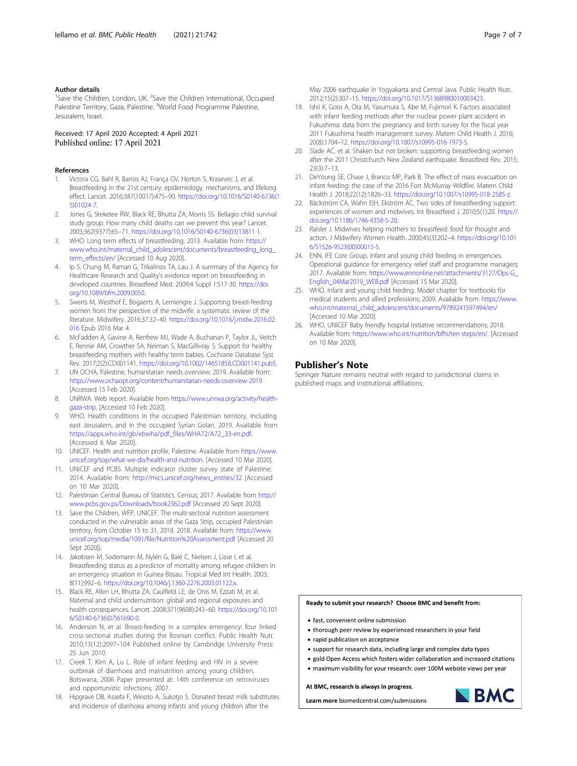## Author details

[1]Save the Children, London, UK. [2]Save the Children International, Occupied Palestine Territory, Gaza, Palestine. [3]World Food Programme Palestine, Jesuralem, Israel.

Received: 17 April 2020 Accepted: 4 April 2021
Published online: 17 April 2021

## References

1. Victora CG, Bahl R, Barros AJ, França GV, Horton S, Krasevec J, et al. Breastfeeding in the 21st century: epidemiology, mechanisms, and lifelong effect. Lancet. 2016;387(10017):475–90. https://doi.org/10.1016/S0140-6736(15)01024-7.
2. Jones G, Steketee RW, Black RE, Bhutta ZA, Morris SS. Bellagio child survival study group. How many child deaths can we prevent this year? Lancet. 2003;362(9377):65–71. https://doi.org/10.1016/S0140-6736(03)13811-1.
3. WHO. Long term effects of breastfeeding; 2013. Available from: https://www.who.int/maternal_child_adolescent/documents/breastfeeding_long_term_effects/en/ [Accessed 10 Aug 2020].
4. Ip S, Chung M, Raman G, Trikalinos TA, Lau J. A summary of the Agency for Healthcare Research and Quality's evidence report on breastfeeding in developed countries. Breastfeed Med. 2009;4 Suppl 1:S17-30. https://doi.org/10.1089/bfm.2009.0050.
5. Swerts M, Westhof E, Bogaerts A, Lemiengre J. Supporting breast-feeding women from the perspective of the midwife: a systematic review of the literature. Midwifery. 2016;37:32–40. https://doi.org/10.1016/j.midw.2016.02.016 Epub 2016 Mar 4.
6. McFadden A, Gavine A, Renfrew MJ, Wade A, Buchanan P, Taylor JL, Veitch E, Rennie AM, Crowther SA, Neiman S, MacGillivray S. Support for healthy breastfeeding mothers with healthy term babies. Cochrane Database Syst Rev. 2017;2(2):CD001141. https://doi.org/10.1002/14651858.CD001141.pub5.
7. UN OCHA, Palestine, humanitarian needs overview; 2019. Available from: https://www.ochaopt.org/content/humanitarian-needs-overview-2019 [Accessed 15 Feb 2020].
8. UNRWA. Web report. Available from https://www.unrwa.org/activity/health-gaza-strip. [Accessed 10 Feb 2020].
9. WHO. Health conditions in the occupied Palestinian territory, including east Jerusalem, and in the occupied Syrian Golan. 2019. Available from https://apps.who.int/gb/ebwha/pdf_files/WHA72/A72_33-en.pdf. [Accessed 6 Mar 2020].
10. UNICEF. Health and nutrition profile, Palestine. Available from https://www.unicef.org/sop/what-we-do/health-and-nutrition. [Accessed 10 Mar 2020].
11. UNICEF and PCBS. Multiple indicator cluster survey state of Palestine; 2014. Available from: http://mics.unicef.org/news_entries/32 [Accessed on 10 Mar 2020].
12. Palestinian Central Bureau of Statistics. Census; 2017. Available from http://www.pcbs.gov.ps/Downloads/book2362.pdf [Accessed 20 Sept 2020].
13. Save the Children, WFP, UNICEF. The multi-sectoral nutrition assessment conducted in the vulnerable areas of the Gaza Strip, occupied Palestinian territory, from October 15 to 31, 2018. 2018. Available from: https://www.unicef.org/sop/media/1091/file/Nutrition%20Assessment.pdf [Accessed 20 Sept 2020]).
14. Jakobsen M, Sodemann M, Nylén G, Balé C, Nielsen J, Lisse I, et al. Breastfeeding status as a predictor of mortality among refugee children in an emergency situation in Guinea-Bissau. Tropical Med Int Health. 2003;8(11):992–6. https://doi.org/10.1046/j.1360-2276.2003.01122.x.
15. Black RE, Allen LH, Bhutta ZA, Caulfield LE, de Onis M, Ezzati M, et al. Maternal and child undernutrition: global and regional exposures and health consequences. Lancet. 2008;371(9608):243–60. https://doi.org/10.1016/S0140-6736(07)61690-0.
16. Anderson N, et al. Breast-feeding in a complex emergency: four linked cross-sectional studies during the Bosnian conflict. Public Health Nutr. 2010;13(12):2097–104 Published online by Cambridge University Press: 25 Jun 2010.
17. Creek T, Kim A, Lu L. Role of infant feeding and HIV in a severe outbreak of diarrhoea and malnutrition among young children, Botswana, 2006 Paper presented at: 14th conference on retroviruses and opportunistic infections; 2007.
18. Hipgrave DB, Assefa F, Winoto A, Sukotjo S. Donated breast milk substitutes and incidence of diarrhoea among infants and young children after the May 2006 earthquake in Yogyakarta and Central Java. Public Health Nutr. 2012;15(2):307–15. https://doi.org/10.1017/S1368980010003423.
19. Ishii K, Goto A, Ota M, Yasumura S, Abe M, Fujimori K. Factors associated with infant feeding methods after the nuclear power plant accident in Fukushima: data from the pregnancy and birth survey for the fiscal year 2011 Fukushima health management survey. Matern Child Health J. 2016;20(8):1704–12. https://doi.org/10.1007/s10995-016-1973-5.
20. Slade AC, et al. Shaken but not broken: supporting breastfeeding women after the 2011 Christchurch New Zealand earthquake. Breastfeed Rev. 2015;23(3):7–13.
21. DeYoung SE, Chase J, Branco MP, Park B. The effect of mass evacuation on infant feeding: the case of the 2016 Fort McMurray Wildfire. Matern Child Health J. 2018;22(12):1826–33. https://doi.org/10.1007/s10995-018-2585-z.
22. Bäckström CA, Wahn EIH, Ekström AC. Two sides of breastfeeding support: experiences of women and midwives. Int Breastfeed J. 2010;5(1):20. https://doi.org/10.1186/1746-4358-5-20.
23. Raisler J. Midwives helping mothers to breastfeed: food for thought and action. J Midwifery Women Health. 2000;45(3):202–4. https://doi.org/10.1016/S1526-9523(00)00015-5.
24. ENN, IFE Core Group. Infant and young child feeding in emergencies. Operational guidance for emergency relief staff and programme managers; 2017. Available from: https://www.ennonline.net/attachments/3127/Ops-G_English_04Mar2019_WEB.pdf [Accessed 15 Mar 2020].
25. WHO. Infant and young child feeding. Model chapter for textbooks for medical students and allied professions; 2009. Available from: https://www.who.int/maternal_child_adolescent/documents/9789241597494/en/ [Accessed 10 Mar 2020].
26. WHO, UNICEF Baby friendly hospital Initiative recommendations; 2018. Available from: https://www.who.int/nutrition/bfhi/ten-steps/en/. [Accessed on 10 Mar 2020].

## Publisher's Note

Springer Nature remains neutral with regard to jurisdictional claims in published maps and institutional affiliations.

**Ready to submit your research? Choose BMC and benefit from:**

- fast, convenient online submission
- thorough peer review by experienced researchers in your field
- rapid publication on acceptance
- support for research data, including large and complex data types
- gold Open Access which fosters wider collaboration and increased citations
- maximum visibility for your research: over 100M website views per year

**At BMC, research is always in progress.**

**Learn more** biomedcentral.com/submissions